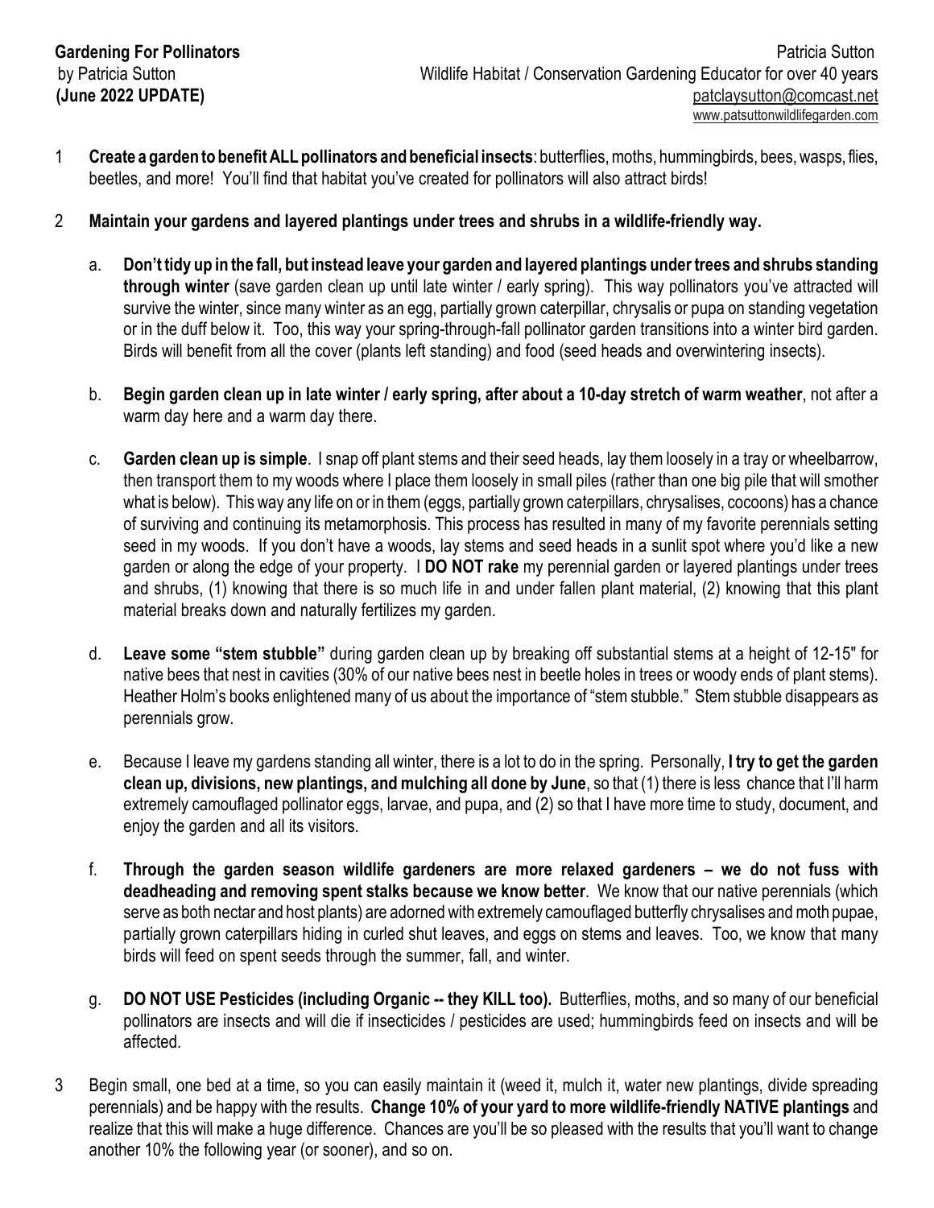**Gardening For Pollinators**
by Patricia Sutton
**(June 2022 UPDATE)**

Patricia Sutton
Wildlife Habitat / Conservation Gardening Educator for over 40 years
patclaysutton@comcast.net
www.patsuttonwildlifegarden.com

1. **Create a garden to benefit ALL pollinators and beneficial insects**: butterflies, moths, hummingbirds, bees, wasps, flies, beetles, and more! You'll find that habitat you've created for pollinators will also attract birds!

2. **Maintain your gardens and layered plantings under trees and shrubs in a wildlife-friendly way.**

   a. **Don't tidy up in the fall, but instead leave your garden and layered plantings under trees and shrubs standing through winter** (save garden clean up until late winter / early spring). This way pollinators you've attracted will survive the winter, since many winter as an egg, partially grown caterpillar, chrysalis or pupa on standing vegetation or in the duff below it. Too, this way your spring-through-fall pollinator garden transitions into a winter bird garden. Birds will benefit from all the cover (plants left standing) and food (seed heads and overwintering insects).

   b. **Begin garden clean up in late winter / early spring, after about a 10-day stretch of warm weather**, not after a warm day here and a warm day there.

   c. **Garden clean up is simple**. I snap off plant stems and their seed heads, lay them loosely in a tray or wheelbarrow, then transport them to my woods where I place them loosely in small piles (rather than one big pile that will smother what is below). This way any life on or in them (eggs, partially grown caterpillars, chrysalises, cocoons) has a chance of surviving and continuing its metamorphosis. This process has resulted in many of my favorite perennials setting seed in my woods. If you don't have a woods, lay stems and seed heads in a sunlit spot where you'd like a new garden or along the edge of your property. I **DO NOT rake** my perennial garden or layered plantings under trees and shrubs, (1) knowing that there is so much life in and under fallen plant material, (2) knowing that this plant material breaks down and naturally fertilizes my garden.

   d. **Leave some "stem stubble"** during garden clean up by breaking off substantial stems at a height of 12-15" for native bees that nest in cavities (30% of our native bees nest in beetle holes in trees or woody ends of plant stems). Heather Holm's books enlightened many of us about the importance of "stem stubble." Stem stubble disappears as perennials grow.

   e. Because I leave my gardens standing all winter, there is a lot to do in the spring. Personally, **I try to get the garden clean up, divisions, new plantings, and mulching all done by June**, so that (1) there is less chance that I'll harm extremely camouflaged pollinator eggs, larvae, and pupa, and (2) so that I have more time to study, document, and enjoy the garden and all its visitors.

   f. **Through the garden season wildlife gardeners are more relaxed gardeners – we do not fuss with deadheading and removing spent stalks because we know better**. We know that our native perennials (which serve as both nectar and host plants) are adorned with extremely camouflaged butterfly chrysalises and moth pupae, partially grown caterpillars hiding in curled shut leaves, and eggs on stems and leaves. Too, we know that many birds will feed on spent seeds through the summer, fall, and winter.

   g. **DO NOT USE Pesticides (including Organic -- they KILL too).** Butterflies, moths, and so many of our beneficial pollinators are insects and will die if insecticides / pesticides are used; hummingbirds feed on insects and will be affected.

3. Begin small, one bed at a time, so you can easily maintain it (weed it, mulch it, water new plantings, divide spreading perennials) and be happy with the results. **Change 10% of your yard to more wildlife-friendly NATIVE plantings** and realize that this will make a huge difference. Chances are you'll be so pleased with the results that you'll want to change another 10% the following year (or sooner), and so on.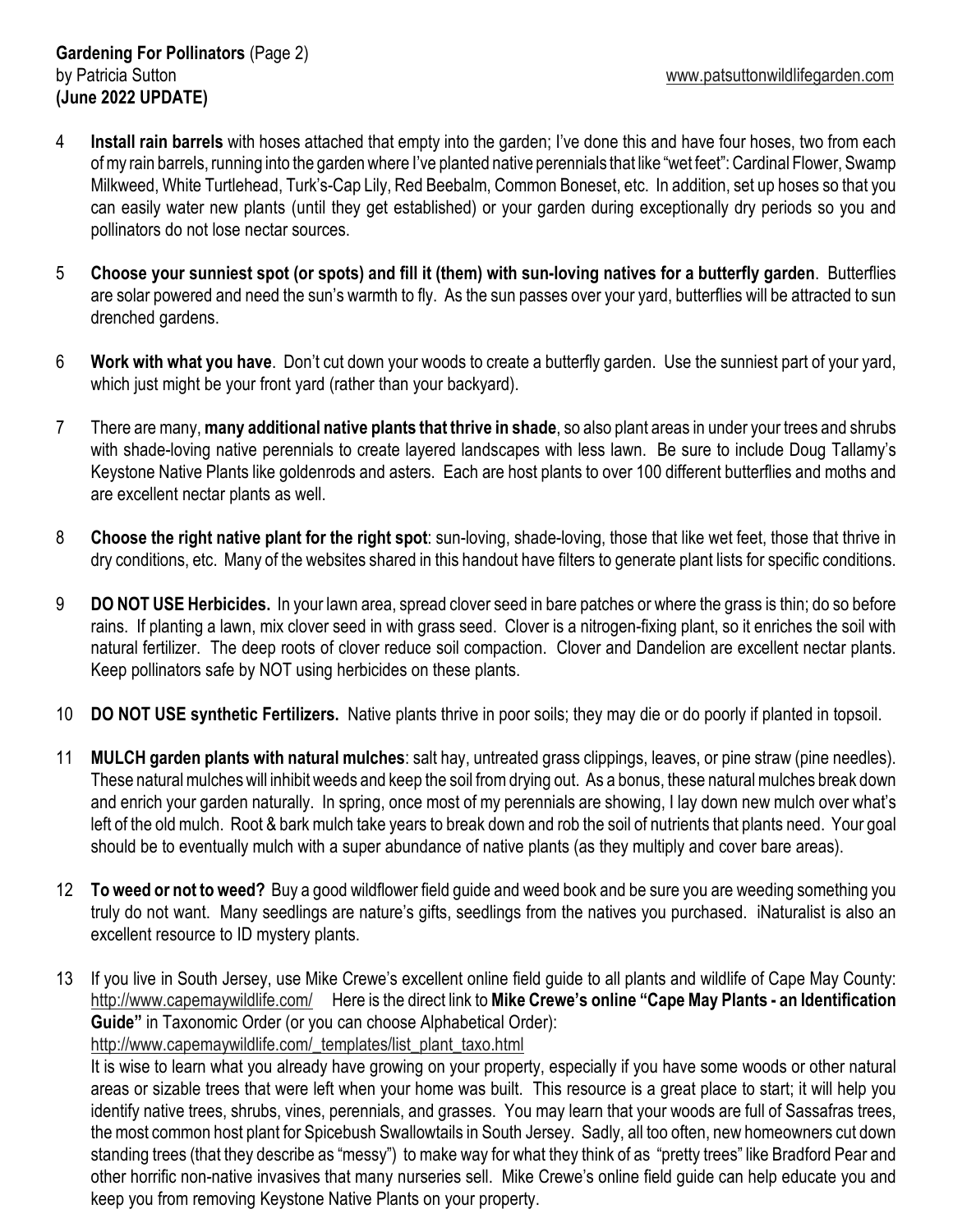4. **Install rain barrels** with hoses attached that empty into the garden; I've done this and have four hoses, two from each of my rain barrels, running into the garden where I've planted native perennials that like "wet feet": Cardinal Flower, Swamp Milkweed, White Turtlehead, Turk's-Cap Lily, Red Beebalm, Common Boneset, etc. In addition, set up hoses so that you can easily water new plants (until they get established) or your garden during exceptionally dry periods so you and pollinators do not lose nectar sources.

5. **Choose your sunniest spot (or spots) and fill it (them) with sun-loving natives for a butterfly garden**. Butterflies are solar powered and need the sun's warmth to fly. As the sun passes over your yard, butterflies will be attracted to sun drenched gardens.

6. **Work with what you have**. Don't cut down your woods to create a butterfly garden. Use the sunniest part of your yard, which just might be your front yard (rather than your backyard).

7. There are many, **many additional native plants that thrive in shade**, so also plant areas in under your trees and shrubs with shade-loving native perennials to create layered landscapes with less lawn. Be sure to include Doug Tallamy's Keystone Native Plants like goldenrods and asters. Each are host plants to over 100 different butterflies and moths and are excellent nectar plants as well.

8. **Choose the right native plant for the right spot**: sun-loving, shade-loving, those that like wet feet, those that thrive in dry conditions, etc. Many of the websites shared in this handout have filters to generate plant lists for specific conditions.

9. **DO NOT USE Herbicides.** In your lawn area, spread clover seed in bare patches or where the grass is thin; do so before rains. If planting a lawn, mix clover seed in with grass seed. Clover is a nitrogen-fixing plant, so it enriches the soil with natural fertilizer. The deep roots of clover reduce soil compaction. Clover and Dandelion are excellent nectar plants. Keep pollinators safe by NOT using herbicides on these plants.

10. **DO NOT USE synthetic Fertilizers.** Native plants thrive in poor soils; they may die or do poorly if planted in topsoil.

11. **MULCH garden plants with natural mulches**: salt hay, untreated grass clippings, leaves, or pine straw (pine needles). These natural mulches will inhibit weeds and keep the soil from drying out. As a bonus, these natural mulches break down and enrich your garden naturally. In spring, once most of my perennials are showing, I lay down new mulch over what's left of the old mulch. Root & bark mulch take years to break down and rob the soil of nutrients that plants need. Your goal should be to eventually mulch with a super abundance of native plants (as they multiply and cover bare areas).

12. **To weed or not to weed?** Buy a good wildflower field guide and weed book and be sure you are weeding something you truly do not want. Many seedlings are nature's gifts, seedlings from the natives you purchased. iNaturalist is also an excellent resource to ID mystery plants.

13. If you live in South Jersey, use Mike Crewe's excellent online field guide to all plants and wildlife of Cape May County: http://www.capemaywildlife.com/ Here is the direct link to **Mike Crewe's online "Cape May Plants - an Identification Guide"** in Taxonomic Order (or you can choose Alphabetical Order): http://www.capemaywildlife.com/_templates/list_plant_taxo.html

    It is wise to learn what you already have growing on your property, especially if you have some woods or other natural areas or sizable trees that were left when your home was built. This resource is a great place to start; it will help you identify native trees, shrubs, vines, perennials, and grasses. You may learn that your woods are full of Sassafras trees, the most common host plant for Spicebush Swallowtails in South Jersey. Sadly, all too often, new homeowners cut down standing trees (that they describe as "messy") to make way for what they think of as "pretty trees" like Bradford Pear and other horrific non-native invasives that many nurseries sell. Mike Crewe's online field guide can help educate you and keep you from removing Keystone Native Plants on your property.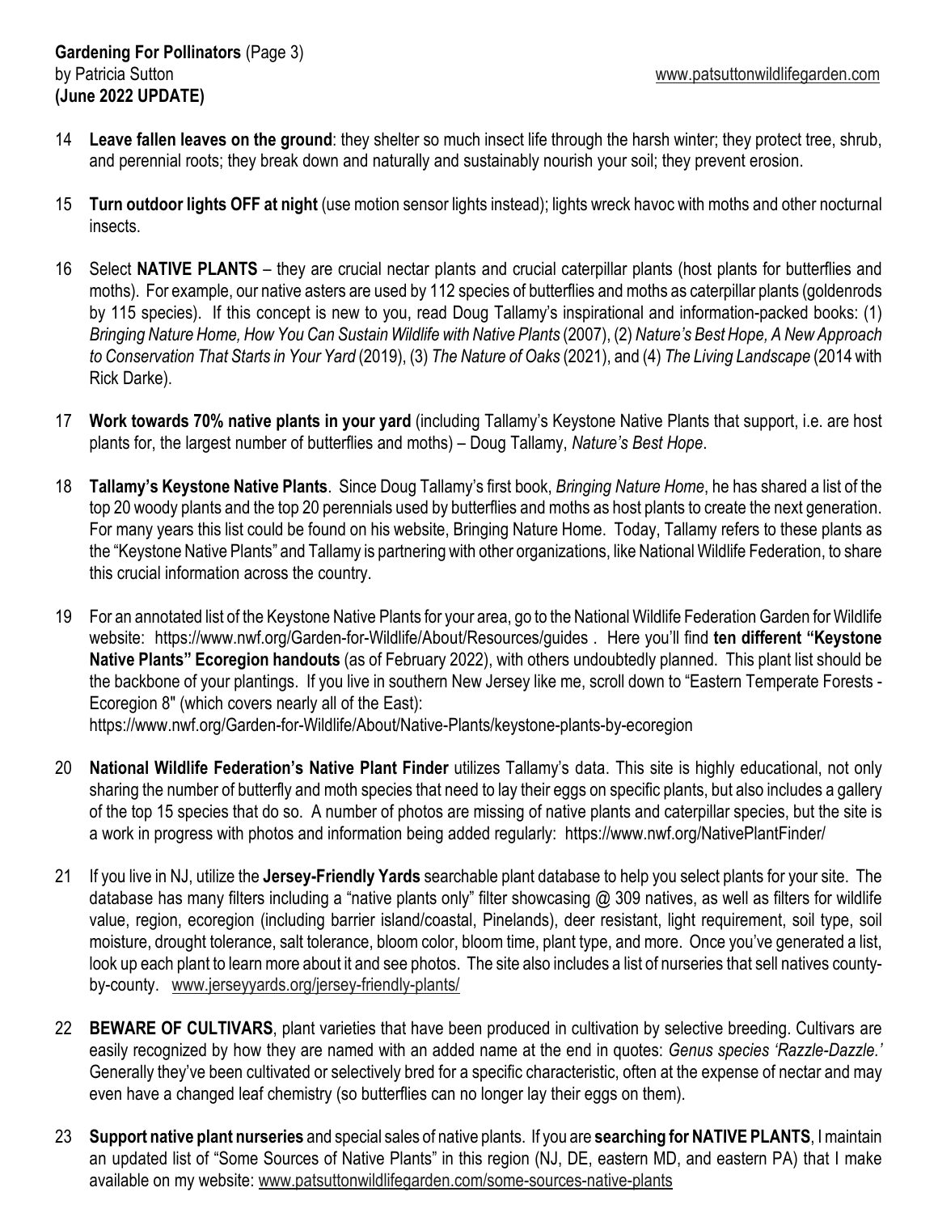14 **Leave fallen leaves on the ground**: they shelter so much insect life through the harsh winter; they protect tree, shrub, and perennial roots; they break down and naturally and sustainably nourish your soil; they prevent erosion.

15 **Turn outdoor lights OFF at night** (use motion sensor lights instead); lights wreck havoc with moths and other nocturnal insects.

16 Select **NATIVE PLANTS** – they are crucial nectar plants and crucial caterpillar plants (host plants for butterflies and moths). For example, our native asters are used by 112 species of butterflies and moths as caterpillar plants (goldenrods by 115 species). If this concept is new to you, read Doug Tallamy's inspirational and information-packed books: (1) *Bringing Nature Home, How You Can Sustain Wildlife with Native Plants* (2007), (2) *Nature's Best Hope, A New Approach to Conservation That Starts in Your Yard* (2019), (3) *The Nature of Oaks* (2021), and (4) *The Living Landscape* (2014 with Rick Darke).

17 **Work towards 70% native plants in your yard** (including Tallamy's Keystone Native Plants that support, i.e. are host plants for, the largest number of butterflies and moths) – Doug Tallamy, *Nature's Best Hope*.

18 **Tallamy's Keystone Native Plants**. Since Doug Tallamy's first book, *Bringing Nature Home*, he has shared a list of the top 20 woody plants and the top 20 perennials used by butterflies and moths as host plants to create the next generation. For many years this list could be found on his website, Bringing Nature Home. Today, Tallamy refers to these plants as the "Keystone Native Plants" and Tallamy is partnering with other organizations, like National Wildlife Federation, to share this crucial information across the country.

19 For an annotated list of the Keystone Native Plants for your area, go to the National Wildlife Federation Garden for Wildlife website: https://www.nwf.org/Garden-for-Wildlife/About/Resources/guides . Here you'll find **ten different "Keystone Native Plants" Ecoregion handouts** (as of February 2022), with others undoubtedly planned. This plant list should be the backbone of your plantings. If you live in southern New Jersey like me, scroll down to "Eastern Temperate Forests - Ecoregion 8" (which covers nearly all of the East):
https://www.nwf.org/Garden-for-Wildlife/About/Native-Plants/keystone-plants-by-ecoregion

20 **National Wildlife Federation's Native Plant Finder** utilizes Tallamy's data. This site is highly educational, not only sharing the number of butterfly and moth species that need to lay their eggs on specific plants, but also includes a gallery of the top 15 species that do so. A number of photos are missing of native plants and caterpillar species, but the site is a work in progress with photos and information being added regularly: https://www.nwf.org/NativePlantFinder/

21 If you live in NJ, utilize the **Jersey-Friendly Yards** searchable plant database to help you select plants for your site. The database has many filters including a "native plants only" filter showcasing @ 309 natives, as well as filters for wildlife value, region, ecoregion (including barrier island/coastal, Pinelands), deer resistant, light requirement, soil type, soil moisture, drought tolerance, salt tolerance, bloom color, bloom time, plant type, and more. Once you've generated a list, look up each plant to learn more about it and see photos. The site also includes a list of nurseries that sell natives county-by-county. www.jerseyyards.org/jersey-friendly-plants/

22 **BEWARE OF CULTIVARS**, plant varieties that have been produced in cultivation by selective breeding. Cultivars are easily recognized by how they are named with an added name at the end in quotes: *Genus species 'Razzle-Dazzle.'* Generally they've been cultivated or selectively bred for a specific characteristic, often at the expense of nectar and may even have a changed leaf chemistry (so butterflies can no longer lay their eggs on them).

23 **Support native plant nurseries** and special sales of native plants. If you are **searching for NATIVE PLANTS**, I maintain an updated list of "Some Sources of Native Plants" in this region (NJ, DE, eastern MD, and eastern PA) that I make available on my website: www.patsuttonwildlifegarden.com/some-sources-native-plants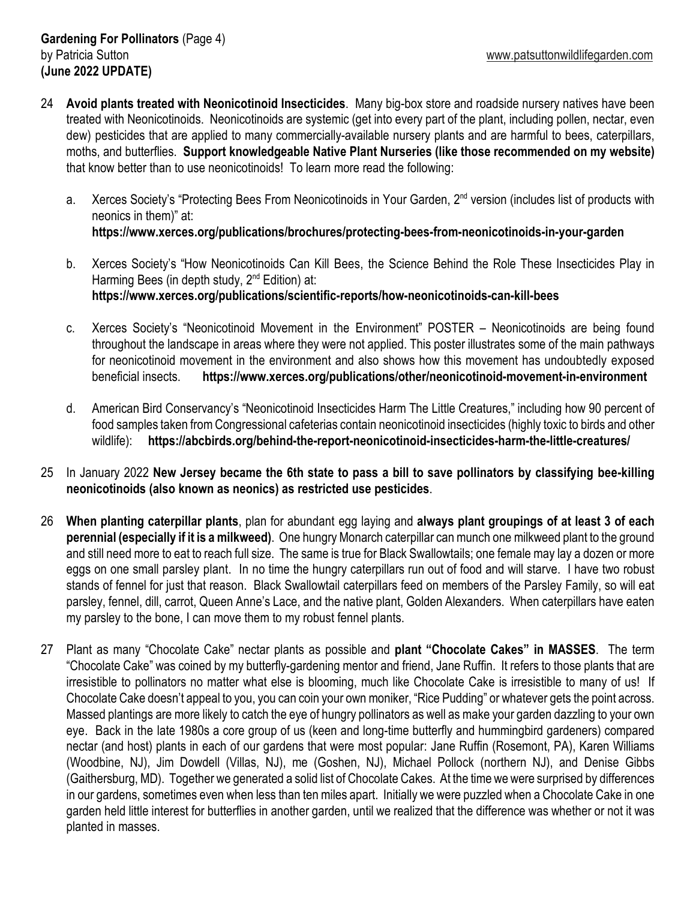24 **Avoid plants treated with Neonicotinoid Insecticides**. Many big-box store and roadside nursery natives have been treated with Neonicotinoids. Neonicotinoids are systemic (get into every part of the plant, including pollen, nectar, even dew) pesticides that are applied to many commercially-available nursery plants and are harmful to bees, caterpillars, moths, and butterflies. **Support knowledgeable Native Plant Nurseries (like those recommended on my website)** that know better than to use neonicotinoids! To learn more read the following:

   a. Xerces Society's "Protecting Bees From Neonicotinoids in Your Garden, 2nd version (includes list of products with neonics in them)" at: **https://www.xerces.org/publications/brochures/protecting-bees-from-neonicotinoids-in-your-garden**

   b. Xerces Society's "How Neonicotinoids Can Kill Bees, the Science Behind the Role These Insecticides Play in Harming Bees (in depth study, 2nd Edition) at: **https://www.xerces.org/publications/scientific-reports/how-neonicotinoids-can-kill-bees**

   c. Xerces Society's "Neonicotinoid Movement in the Environment" POSTER – Neonicotinoids are being found throughout the landscape in areas where they were not applied. This poster illustrates some of the main pathways for neonicotinoid movement in the environment and also shows how this movement has undoubtedly exposed beneficial insects. **https://www.xerces.org/publications/other/neonicotinoid-movement-in-environment**

   d. American Bird Conservancy's "Neonicotinoid Insecticides Harm The Little Creatures," including how 90 percent of food samples taken from Congressional cafeterias contain neonicotinoid insecticides (highly toxic to birds and other wildlife): **https://abcbirds.org/behind-the-report-neonicotinoid-insecticides-harm-the-little-creatures/**

25 In January 2022 **New Jersey became the 6th state to pass a bill to save pollinators by classifying bee-killing neonicotinoids (also known as neonics) as restricted use pesticides**.

26 **When planting caterpillar plants**, plan for abundant egg laying and **always plant groupings of at least 3 of each perennial (especially if it is a milkweed)**. One hungry Monarch caterpillar can munch one milkweed plant to the ground and still need more to eat to reach full size. The same is true for Black Swallowtails; one female may lay a dozen or more eggs on one small parsley plant. In no time the hungry caterpillars run out of food and will starve. I have two robust stands of fennel for just that reason. Black Swallowtail caterpillars feed on members of the Parsley Family, so will eat parsley, fennel, dill, carrot, Queen Anne's Lace, and the native plant, Golden Alexanders. When caterpillars have eaten my parsley to the bone, I can move them to my robust fennel plants.

27 Plant as many "Chocolate Cake" nectar plants as possible and **plant "Chocolate Cakes" in MASSES**. The term "Chocolate Cake" was coined by my butterfly-gardening mentor and friend, Jane Ruffin. It refers to those plants that are irresistible to pollinators no matter what else is blooming, much like Chocolate Cake is irresistible to many of us! If Chocolate Cake doesn't appeal to you, you can coin your own moniker, "Rice Pudding" or whatever gets the point across. Massed plantings are more likely to catch the eye of hungry pollinators as well as make your garden dazzling to your own eye. Back in the late 1980s a core group of us (keen and long-time butterfly and hummingbird gardeners) compared nectar (and host) plants in each of our gardens that were most popular: Jane Ruffin (Rosemont, PA), Karen Williams (Woodbine, NJ), Jim Dowdell (Villas, NJ), me (Goshen, NJ), Michael Pollock (northern NJ), and Denise Gibbs (Gaithersburg, MD). Together we generated a solid list of Chocolate Cakes. At the time we were surprised by differences in our gardens, sometimes even when less than ten miles apart. Initially we were puzzled when a Chocolate Cake in one garden held little interest for butterflies in another garden, until we realized that the difference was whether or not it was planted in masses.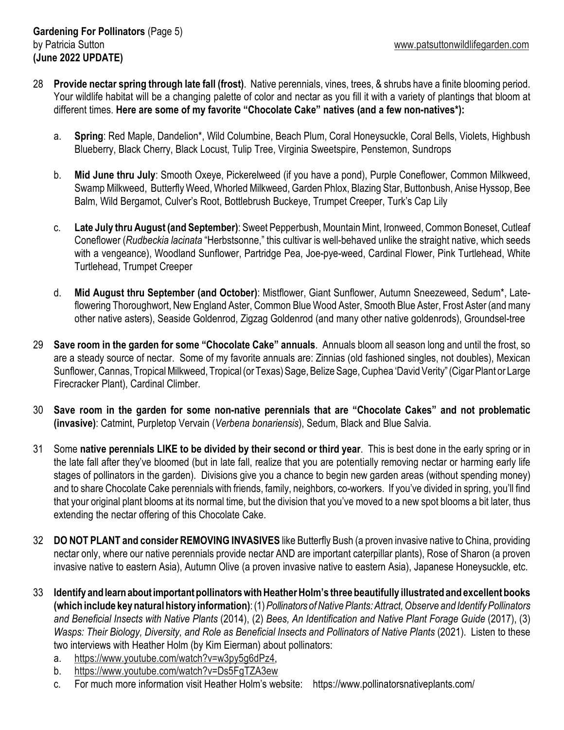28. **Provide nectar spring through late fall (frost)**. Native perennials, vines, trees, & shrubs have a finite blooming period. Your wildlife habitat will be a changing palette of color and nectar as you fill it with a variety of plantings that bloom at different times. **Here are some of my favorite "Chocolate Cake" natives (and a few non-natives*):**

    a. **Spring**: Red Maple, Dandelion*, Wild Columbine, Beach Plum, Coral Honeysuckle, Coral Bells, Violets, Highbush Blueberry, Black Cherry, Black Locust, Tulip Tree, Virginia Sweetspire, Penstemon, Sundrops

    b. **Mid June thru July**: Smooth Oxeye, Pickerelweed (if you have a pond), Purple Coneflower, Common Milkweed, Swamp Milkweed, Butterfly Weed, Whorled Milkweed, Garden Phlox, Blazing Star, Buttonbush, Anise Hyssop, Bee Balm, Wild Bergamot, Culver's Root, Bottlebrush Buckeye, Trumpet Creeper, Turk's Cap Lily

    c. **Late July thru August (and September)**: Sweet Pepperbush, Mountain Mint, Ironweed, Common Boneset, Cutleaf Coneflower (*Rudbeckia lacinata* "Herbstsonne," this cultivar is well-behaved unlike the straight native, which seeds with a vengeance), Woodland Sunflower, Partridge Pea, Joe-pye-weed, Cardinal Flower, Pink Turtlehead, White Turtlehead, Trumpet Creeper

    d. **Mid August thru September (and October)**: Mistflower, Giant Sunflower, Autumn Sneezeweed, Sedum*, Late-flowering Thoroughwort, New England Aster, Common Blue Wood Aster, Smooth Blue Aster, Frost Aster (and many other native asters), Seaside Goldenrod, Zigzag Goldenrod (and many other native goldenrods), Groundsel-tree

29. **Save room in the garden for some "Chocolate Cake" annuals**. Annuals bloom all season long and until the frost, so are a steady source of nectar. Some of my favorite annuals are: Zinnias (old fashioned singles, not doubles), Mexican Sunflower, Cannas, Tropical Milkweed, Tropical (or Texas) Sage, Belize Sage, Cuphea 'David Verity" (Cigar Plant or Large Firecracker Plant), Cardinal Climber.

30. **Save room in the garden for some non-native perennials that are "Chocolate Cakes" and not problematic (invasive)**: Catmint, Purpletop Vervain (*Verbena bonariensis*), Sedum, Black and Blue Salvia.

31. Some **native perennials LIKE to be divided by their second or third year**. This is best done in the early spring or in the late fall after they've bloomed (but in late fall, realize that you are potentially removing nectar or harming early life stages of pollinators in the garden). Divisions give you a chance to begin new garden areas (without spending money) and to share Chocolate Cake perennials with friends, family, neighbors, co-workers. If you've divided in spring, you'll find that your original plant blooms at its normal time, but the division that you've moved to a new spot blooms a bit later, thus extending the nectar offering of this Chocolate Cake.

32. **DO NOT PLANT and consider REMOVING INVASIVES** like Butterfly Bush (a proven invasive native to China, providing nectar only, where our native perennials provide nectar AND are important caterpillar plants), Rose of Sharon (a proven invasive native to eastern Asia), Autumn Olive (a proven invasive native to eastern Asia), Japanese Honeysuckle, etc.

33. **Identify and learn about important pollinators with Heather Holm's three beautifully illustrated and excellent books (which include key natural history information)**: (1) *Pollinators of Native Plants: Attract, Observe and Identify Pollinators and Beneficial Insects with Native Plants* (2014), (2) *Bees, An Identification and Native Plant Forage Guide* (2017), (3) *Wasps: Their Biology, Diversity, and Role as Beneficial Insects and Pollinators of Native Plants* (2021). Listen to these two interviews with Heather Holm (by Kim Eierman) about pollinators:

    a. https://www.youtube.com/watch?v=w3py5g6dPz4,
    b. https://www.youtube.com/watch?v=Ds5FgTZA3ew
    c. For much more information visit Heather Holm's website: https://www.pollinatorsnativeplants.com/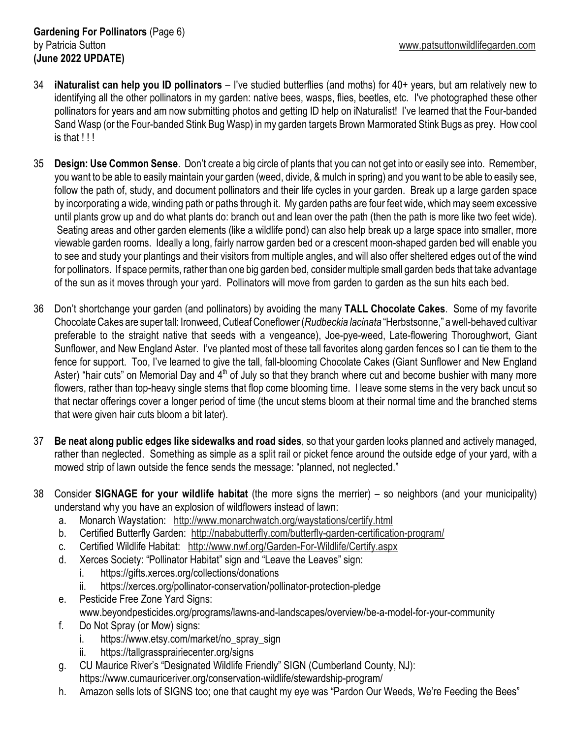34. **iNaturalist can help you ID pollinators** – I've studied butterflies (and moths) for 40+ years, but am relatively new to identifying all the other pollinators in my garden: native bees, wasps, flies, beetles, etc. I've photographed these other pollinators for years and am now submitting photos and getting ID help on iNaturalist! I've learned that the Four-banded Sand Wasp (or the Four-banded Stink Bug Wasp) in my garden targets Brown Marmorated Stink Bugs as prey. How cool is that ! ! !

35. **Design: Use Common Sense**. Don't create a big circle of plants that you can not get into or easily see into. Remember, you want to be able to easily maintain your garden (weed, divide, & mulch in spring) and you want to be able to easily see, follow the path of, study, and document pollinators and their life cycles in your garden. Break up a large garden space by incorporating a wide, winding path or paths through it. My garden paths are four feet wide, which may seem excessive until plants grow up and do what plants do: branch out and lean over the path (then the path is more like two feet wide). Seating areas and other garden elements (like a wildlife pond) can also help break up a large space into smaller, more viewable garden rooms. Ideally a long, fairly narrow garden bed or a crescent moon-shaped garden bed will enable you to see and study your plantings and their visitors from multiple angles, and will also offer sheltered edges out of the wind for pollinators. If space permits, rather than one big garden bed, consider multiple small garden beds that take advantage of the sun as it moves through your yard. Pollinators will move from garden to garden as the sun hits each bed.

36. Don't shortchange your garden (and pollinators) by avoiding the many **TALL Chocolate Cakes**. Some of my favorite Chocolate Cakes are super tall: Ironweed, Cutleaf Coneflower (*Rudbeckia lacinata* "Herbstsonne," a well-behaved cultivar preferable to the straight native that seeds with a vengeance), Joe-pye-weed, Late-flowering Thoroughwort, Giant Sunflower, and New England Aster. I've planted most of these tall favorites along garden fences so I can tie them to the fence for support. Too, I've learned to give the tall, fall-blooming Chocolate Cakes (Giant Sunflower and New England Aster) "hair cuts" on Memorial Day and 4th of July so that they branch where cut and become bushier with many more flowers, rather than top-heavy single stems that flop come blooming time. I leave some stems in the very back uncut so that nectar offerings cover a longer period of time (the uncut stems bloom at their normal time and the branched stems that were given hair cuts bloom a bit later).

37. **Be neat along public edges like sidewalks and road sides**, so that your garden looks planned and actively managed, rather than neglected. Something as simple as a split rail or picket fence around the outside edge of your yard, with a mowed strip of lawn outside the fence sends the message: "planned, not neglected."

38. Consider **SIGNAGE for your wildlife habitat** (the more signs the merrier) – so neighbors (and your municipality) understand why you have an explosion of wildflowers instead of lawn:
    a. Monarch Waystation: http://www.monarchwatch.org/waystations/certify.html
    b. Certified Butterfly Garden: http://nababutterfly.com/butterfly-garden-certification-program/
    c. Certified Wildlife Habitat: http://www.nwf.org/Garden-For-Wildlife/Certify.aspx
    d. Xerces Society: "Pollinator Habitat" sign and "Leave the Leaves" sign:
        i. https://gifts.xerces.org/collections/donations
        ii. https://xerces.org/pollinator-conservation/pollinator-protection-pledge
    e. Pesticide Free Zone Yard Signs: www.beyondpesticides.org/programs/lawns-and-landscapes/overview/be-a-model-for-your-community
    f. Do Not Spray (or Mow) signs:
        i. https://www.etsy.com/market/no_spray_sign
        ii. https://tallgrassprairiecenter.org/signs
    g. CU Maurice River's "Designated Wildlife Friendly" SIGN (Cumberland County, NJ): https://www.cumauriceriver.org/conservation-wildlife/stewardship-program/
    h. Amazon sells lots of SIGNS too; one that caught my eye was "Pardon Our Weeds, We're Feeding the Bees"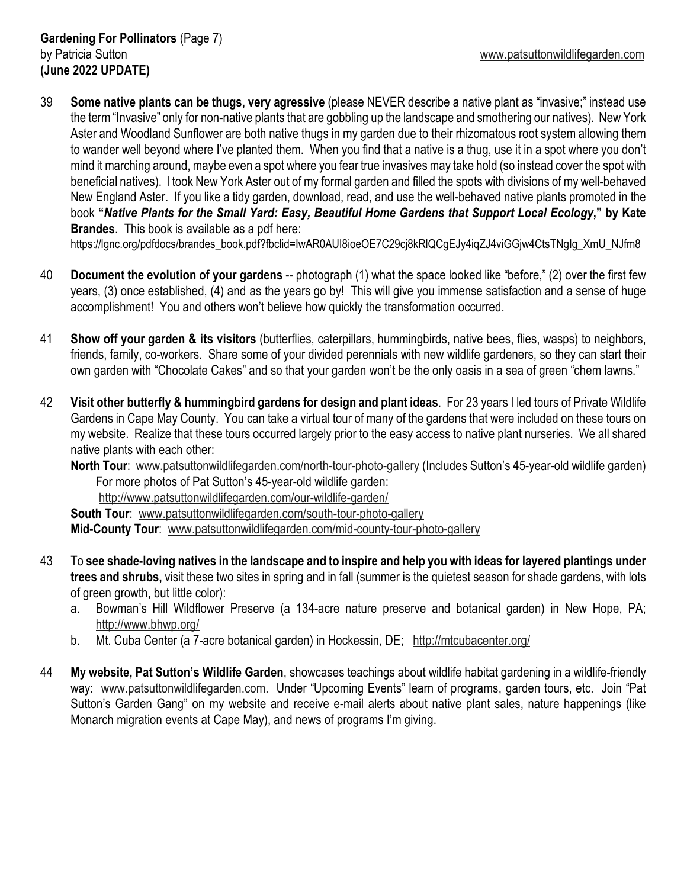39 **Some native plants can be thugs, very agressive** (please NEVER describe a native plant as "invasive;" instead use the term "Invasive" only for non-native plants that are gobbling up the landscape and smothering our natives). New York Aster and Woodland Sunflower are both native thugs in my garden due to their rhizomatous root system allowing them to wander well beyond where I've planted them. When you find that a native is a thug, use it in a spot where you don't mind it marching around, maybe even a spot where you fear true invasives may take hold (so instead cover the spot with beneficial natives). I took New York Aster out of my formal garden and filled the spots with divisions of my well-behaved New England Aster. If you like a tidy garden, download, read, and use the well-behaved native plants promoted in the book **"*Native Plants for the Small Yard: Easy, Beautiful Home Gardens that Support Local Ecology*," by Kate Brandes**. This book is available as a pdf here:
https://lgnc.org/pdfdocs/brandes_book.pdf?fbclid=IwAR0AUI8ioeOE7C29cj8kRlQCgEJy4iqZJ4viGGjw4CtsTNgIg_XmU_NJfm8

40 **Document the evolution of your gardens** -- photograph (1) what the space looked like "before," (2) over the first few years, (3) once established, (4) and as the years go by! This will give you immense satisfaction and a sense of huge accomplishment! You and others won't believe how quickly the transformation occurred.

41 **Show off your garden & its visitors** (butterflies, caterpillars, hummingbirds, native bees, flies, wasps) to neighbors, friends, family, co-workers. Share some of your divided perennials with new wildlife gardeners, so they can start their own garden with "Chocolate Cakes" and so that your garden won't be the only oasis in a sea of green "chem lawns."

42 **Visit other butterfly & hummingbird gardens for design and plant ideas**. For 23 years I led tours of Private Wildlife Gardens in Cape May County. You can take a virtual tour of many of the gardens that were included on these tours on my website. Realize that these tours occurred largely prior to the easy access to native plant nurseries. We all shared native plants with each other:

**North Tour**: www.patsuttonwildlifegarden.com/north-tour-photo-gallery (Includes Sutton's 45-year-old wildlife garden)
For more photos of Pat Sutton's 45-year-old wildlife garden:
http://www.patsuttonwildlifegarden.com/our-wildlife-garden/

**South Tour**: www.patsuttonwildlifegarden.com/south-tour-photo-gallery

**Mid-County Tour**: www.patsuttonwildlifegarden.com/mid-county-tour-photo-gallery

43 To **see shade-loving natives in the landscape and to inspire and help you with ideas for layered plantings under trees and shrubs,** visit these two sites in spring and in fall (summer is the quietest season for shade gardens, with lots of green growth, but little color):

a. Bowman's Hill Wildflower Preserve (a 134-acre nature preserve and botanical garden) in New Hope, PA; http://www.bhwp.org/
b. Mt. Cuba Center (a 7-acre botanical garden) in Hockessin, DE; http://mtcubacenter.org/

44 **My website, Pat Sutton's Wildlife Garden**, showcases teachings about wildlife habitat gardening in a wildlife-friendly way: www.patsuttonwildlifegarden.com. Under "Upcoming Events" learn of programs, garden tours, etc. Join "Pat Sutton's Garden Gang" on my website and receive e-mail alerts about native plant sales, nature happenings (like Monarch migration events at Cape May), and news of programs I'm giving.